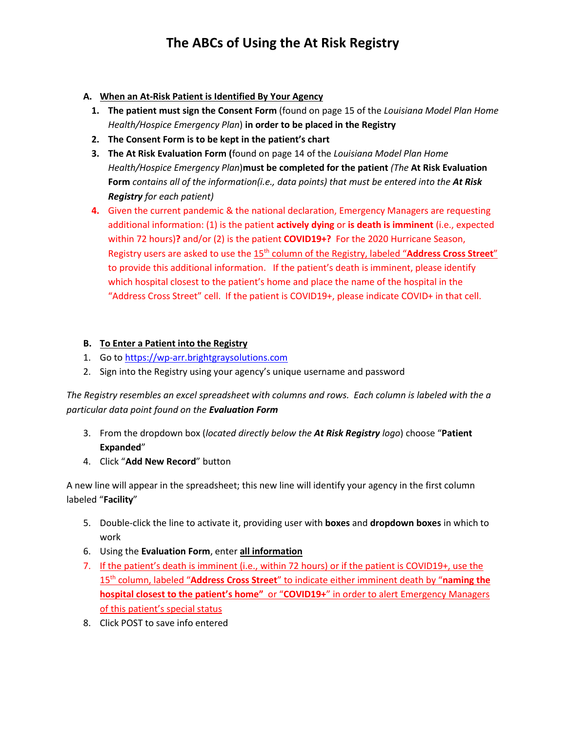# The ABCs of Using the At Risk Registry

**A. <u>When an At-Risk Patient is Identified By Your Agency</u>**

1. **The patient must sign the Consent Form** (found on page 15 of the *Louisiana Model Plan Home Health/Hospice Emergency Plan*) **in order to be placed in the Registry**
2. **The Consent Form is to be kept in the patient's chart**
3. **The At Risk Evaluation Form (**found on page 14 of the *Louisiana Model Plan Home Health/Hospice Emergency Plan*)**must be completed for the patient** *(The* ***At Risk Evaluation Form*** *contains all of the information(i.e., data points) that must be entered into the* ***At Risk Registry*** *for each patient)*
4. Given the current pandemic & the national declaration, Emergency Managers are requesting additional information: (1) is the patient **actively dying** or **is death is imminent** (i.e., expected within 72 hours)**?** and/or (2) is the patient **COVID19+?** For the 2020 Hurricane Season, Registry users are asked to use the <u>15th column of the Registry, labeled "**Address Cross Street**"</u> to provide this additional information. If the patient's death is imminent, please identify which hospital closest to the patient's home and place the name of the hospital in the "Address Cross Street" cell. If the patient is COVID19+, please indicate COVID+ in that cell.

**B. <u>To Enter a Patient into the Registry</u>**

1. Go to https://wp-arr.brightgraysolutions.com
2. Sign into the Registry using your agency's unique username and password

*The Registry resembles an excel spreadsheet with columns and rows. Each column is labeled with the a particular data point found on the* ***Evaluation Form***

3. From the dropdown box (*located directly below the* ***At Risk Registry*** *logo*) choose "**Patient Expanded**"
4. Click "**Add New Record**" button

A new line will appear in the spreadsheet; this new line will identify your agency in the first column labeled "**Facility**"

5. Double-click the line to activate it, providing user with **boxes** and **dropdown boxes** in which to work
6. Using the **Evaluation Form**, enter **<u>all information</u>**
7. <u>If the patient's death is imminent (i.e., within 72 hours) or if the patient is COVID19+, use the 15th column, labeled "**Address Cross Street**" to indicate either imminent death by "**naming the hospital closest to the patient's home"** or "**COVID19+**" in order to alert Emergency Managers of this patient's special status</u>
8. Click POST to save info entered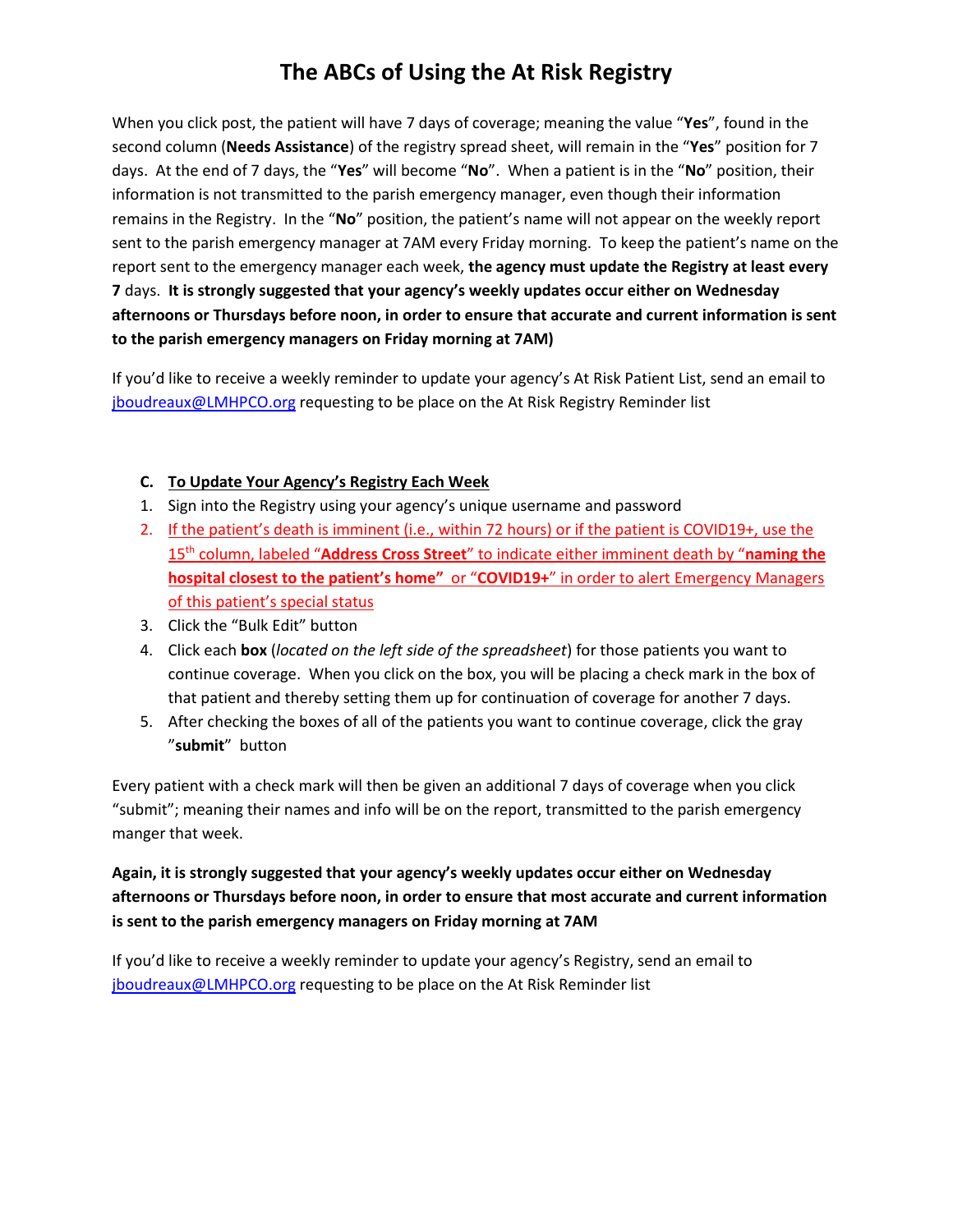# The ABCs of Using the At Risk Registry

When you click post, the patient will have 7 days of coverage; meaning the value "**Yes**", found in the second column (**Needs Assistance**) of the registry spread sheet, will remain in the "**Yes**" position for 7 days. At the end of 7 days, the "**Yes**" will become "**No**". When a patient is in the "**No**" position, their information is not transmitted to the parish emergency manager, even though their information remains in the Registry. In the "**No**" position, the patient's name will not appear on the weekly report sent to the parish emergency manager at 7AM every Friday morning. To keep the patient's name on the report sent to the emergency manager each week, **the agency must update the Registry at least every 7** days. **It is strongly suggested that your agency's weekly updates occur either on Wednesday afternoons or Thursdays before noon, in order to ensure that accurate and current information is sent to the parish emergency managers on Friday morning at 7AM)**

If you'd like to receive a weekly reminder to update your agency's At Risk Patient List, send an email to jboudreaux@LMHPCO.org requesting to be place on the At Risk Registry Reminder list

## C. To Update Your Agency's Registry Each Week

1. Sign into the Registry using your agency's unique username and password
2. If the patient's death is imminent (i.e., within 72 hours) or if the patient is COVID19+, use the 15th column, labeled "**Address Cross Street**" to indicate either imminent death by "**naming the hospital closest to the patient's home"** or "**COVID19+**" in order to alert Emergency Managers of this patient's special status
3. Click the "Bulk Edit" button
4. Click each **box** (*located on the left side of the spreadsheet*) for those patients you want to continue coverage. When you click on the box, you will be placing a check mark in the box of that patient and thereby setting them up for continuation of coverage for another 7 days.
5. After checking the boxes of all of the patients you want to continue coverage, click the gray "**submit**" button

Every patient with a check mark will then be given an additional 7 days of coverage when you click "submit"; meaning their names and info will be on the report, transmitted to the parish emergency manger that week.

**Again, it is strongly suggested that your agency's weekly updates occur either on Wednesday afternoons or Thursdays before noon, in order to ensure that most accurate and current information is sent to the parish emergency managers on Friday morning at 7AM**

If you'd like to receive a weekly reminder to update your agency's Registry, send an email to jboudreaux@LMHPCO.org requesting to be place on the At Risk Reminder list